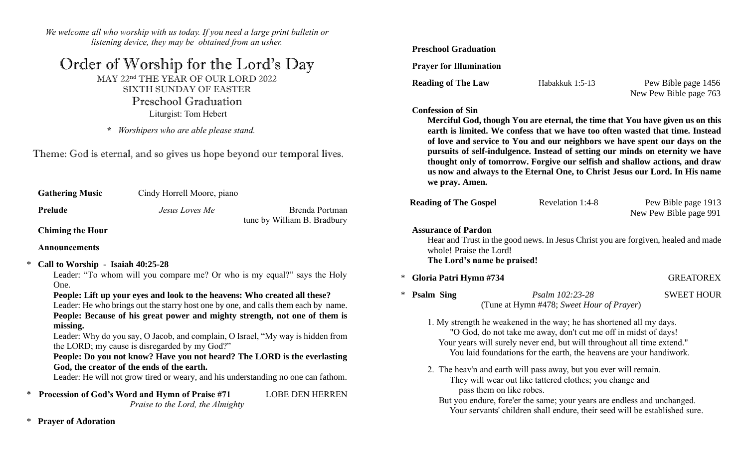*We welcome all who worship with us today. If you need a large print bulletin or listening device, they may be obtained from an usher.*

# Order of Worship for the Lord's Day

MAY 22nd THE YEAR OF OUR LORD 2022
SIXTH SUNDAY OF EASTER

## Preschool Graduation

Liturgist: Tom Hebert

**\*** *Worshipers who are able please stand.*

Theme: God is eternal, and so gives us hope beyond our temporal lives.

**Gathering Music** Cindy Horrell Moore, piano

**Prelude** *Jesus Loves Me* Brenda Portman
tune by William B. Bradbury

**Chiming the Hour**

**Announcements**

\* **Call to Worship - Isaiah 40:25-28**

Leader: "To whom will you compare me? Or who is my equal?" says the Holy One.

**People: Lift up your eyes and look to the heavens: Who created all these?**

Leader: He who brings out the starry host one by one, and calls them each by name.

**People: Because of his great power and mighty strength, not one of them is missing.**

Leader: Why do you say, O Jacob, and complain, O Israel, "My way is hidden from the LORD; my cause is disregarded by my God?"

**People: Do you not know? Have you not heard? The LORD is the everlasting God, the creator of the ends of the earth.**

Leader: He will not grow tired or weary, and his understanding no one can fathom.

\* **Procession of God's Word and Hymn of Praise #71** LOBE DEN HERREN
*Praise to the Lord, the Almighty*

\* **Prayer of Adoration**

**Preschool Graduation**

**Prayer for Illumination**

**Reading of The Law** Habakkuk 1:5-13 Pew Bible page 1456
New Pew Bible page 763

**Confession of Sin**

**Merciful God, though You are eternal, the time that You have given us on this earth is limited. We confess that we have too often wasted that time. Instead of love and service to You and our neighbors we have spent our days on the pursuits of self-indulgence. Instead of setting our minds on eternity we have thought only of tomorrow. Forgive our selfish and shallow actions, and draw us now and always to the Eternal One, to Christ Jesus our Lord. In His name we pray. Amen.**

**Reading of The Gospel** Revelation 1:4-8 Pew Bible page 1913
New Pew Bible page 991

**Assurance of Pardon**

Hear and Trust in the good news. In Jesus Christ you are forgiven, healed and made whole! Praise the Lord!

**The Lord's name be praised!**

\* **Gloria Patri Hymn #734** GREATOREX

\* **Psalm Sing** *Psalm 102:23-28* SWEET HOUR
(Tune at Hymn #478; *Sweet Hour of Prayer*)

1. My strength he weakened in the way; he has shortened all my days.
"O God, do not take me away, don't cut me off in midst of days!
Your years will surely never end, but will throughout all time extend."
You laid foundations for the earth, the heavens are your handiwork.

2. The heav'n and earth will pass away, but you ever will remain.
They will wear out like tattered clothes; you change and pass them on like robes.
But you endure, fore'er the same; your years are endless and unchanged.
Your servants' children shall endure, their seed will be established sure.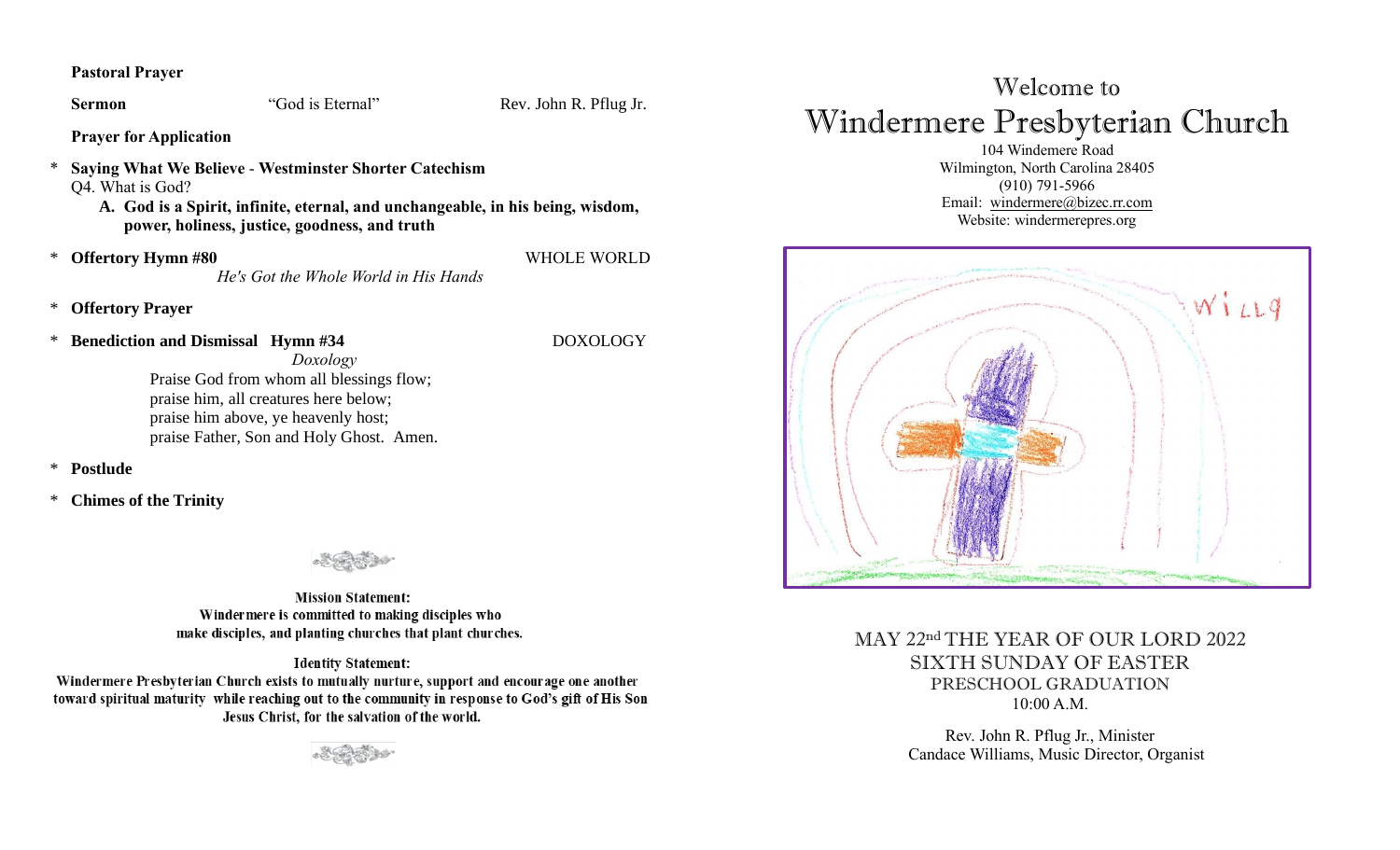**Pastoral Prayer**

**Sermon** "God is Eternal" Rev. John R. Pflug Jr.

**Prayer for Application**

\* **Saying What We Believe - Westminster Shorter Catechism**
Q4. What is God?
**A. God is a Spirit, infinite, eternal, and unchangeable, in his being, wisdom, power, holiness, justice, goodness, and truth**

\* **Offertory Hymn #80** WHOLE WORLD
*He's Got the Whole World in His Hands*

\* **Offertory Prayer**

\* **Benediction and Dismissal Hymn #34** DOXOLOGY
*Doxology*
Praise God from whom all blessings flow;
praise him, all creatures here below;
praise him above, ye heavenly host;
praise Father, Son and Holy Ghost. Amen.

\* **Postlude**

\* **Chimes of the Trinity**

**Mission Statement:**
**Windermere is committed to making disciples who make disciples, and planting churches that plant churches.**

**Identity Statement:**
**Windermere Presbyterian Church exists to mutually nurture, support and encourage one another toward spiritual maturity while reaching out to the community in response to God's gift of His Son Jesus Christ, for the salvation of the world.**

# Welcome to Windermere Presbyterian Church

104 Windemere Road
Wilmington, North Carolina 28405
(910) 791-5966
Email: windermere@bizec.rr.com
Website: windermerepres.org

MAY 22nd THE YEAR OF OUR LORD 2022
SIXTH SUNDAY OF EASTER
PRESCHOOL GRADUATION
10:00 A.M.

Rev. John R. Pflug Jr., Minister
Candace Williams, Music Director, Organist